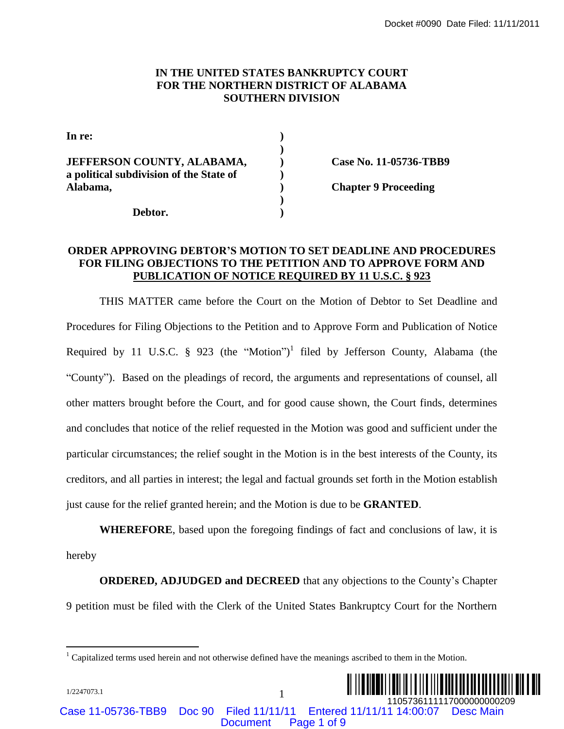IN THE UNITED STATES BANKRUPTCY COURT
FOR THE NORTHERN DISTRICT OF ALABAMA
SOUTHERN DIVISION

| | | |
|---|---|---|
| **In re:** | **)** | |
| | **)** | |
| **JEFFERSON COUNTY, ALABAMA,** | **)** | **Case No. 11-05736-TBB9** |
| **a political subdivision of the State of** | **)** | |
| **Alabama,** | **)** | **Chapter 9 Proceeding** |
| | **)** | |
| **Debtor.** | **)** | |

**ORDER APPROVING DEBTOR'S MOTION TO SET DEADLINE AND PROCEDURES FOR FILING OBJECTIONS TO THE PETITION AND TO APPROVE FORM AND PUBLICATION OF NOTICE REQUIRED BY 11 U.S.C. § 923**

THIS MATTER came before the Court on the Motion of Debtor to Set Deadline and Procedures for Filing Objections to the Petition and to Approve Form and Publication of Notice Required by 11 U.S.C. § 923 (the "Motion")[1] filed by Jefferson County, Alabama (the "County"). Based on the pleadings of record, the arguments and representations of counsel, all other matters brought before the Court, and for good cause shown, the Court finds, determines and concludes that notice of the relief requested in the Motion was good and sufficient under the particular circumstances; the relief sought in the Motion is in the best interests of the County, its creditors, and all parties in interest; the legal and factual grounds set forth in the Motion establish just cause for the relief granted herein; and the Motion is due to be **GRANTED**.

**WHEREFORE**, based upon the foregoing findings of fact and conclusions of law, it is hereby

**ORDERED, ADJUDGED and DECREED** that any objections to the County's Chapter 9 petition must be filed with the Clerk of the United States Bankruptcy Court for the Northern

[1] Capitalized terms used herein and not otherwise defined have the meanings ascribed to them in the Motion.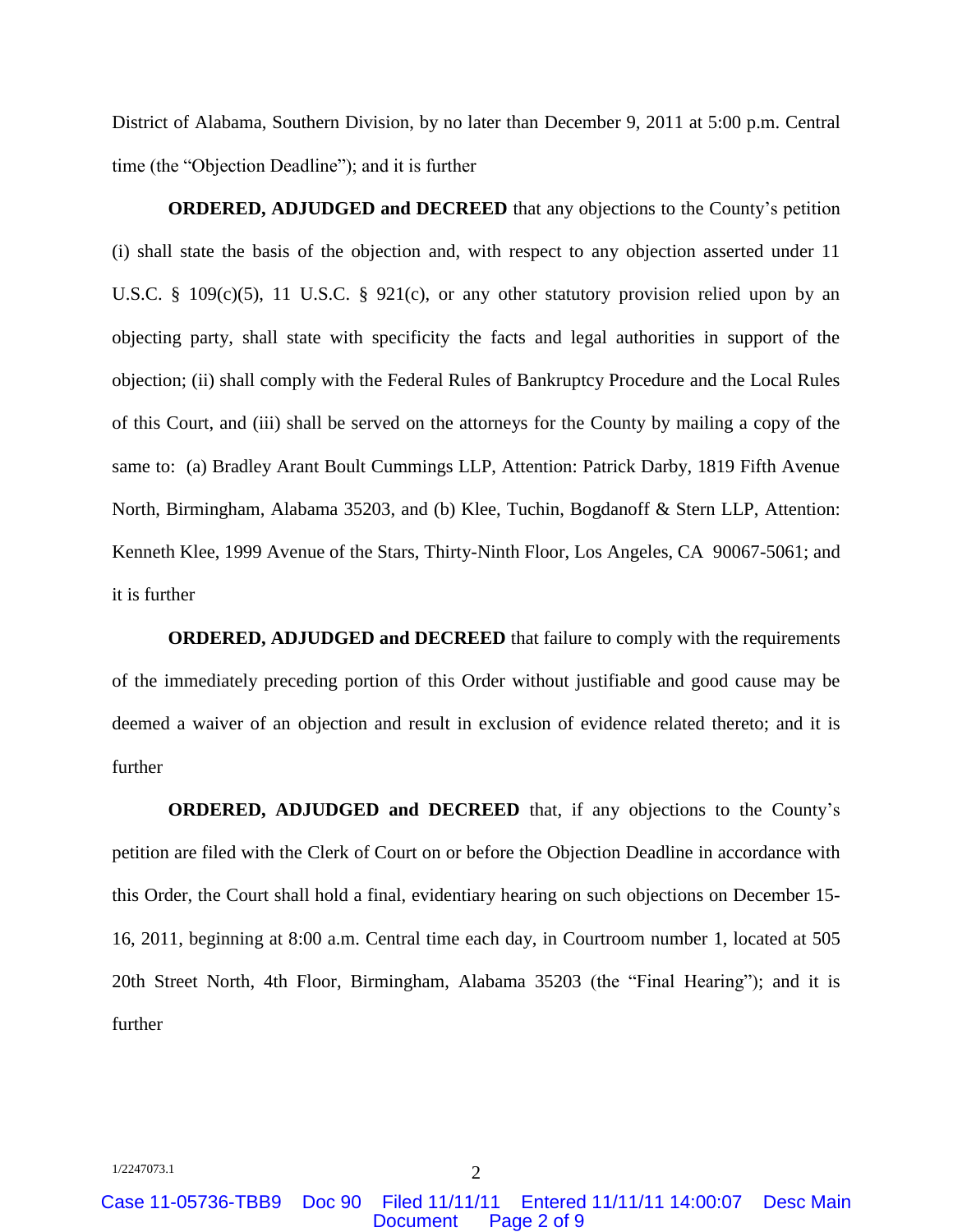District of Alabama, Southern Division, by no later than December 9, 2011 at 5:00 p.m. Central time (the "Objection Deadline"); and it is further

**ORDERED, ADJUDGED and DECREED** that any objections to the County's petition (i) shall state the basis of the objection and, with respect to any objection asserted under 11 U.S.C. § 109(c)(5), 11 U.S.C. § 921(c), or any other statutory provision relied upon by an objecting party, shall state with specificity the facts and legal authorities in support of the objection; (ii) shall comply with the Federal Rules of Bankruptcy Procedure and the Local Rules of this Court, and (iii) shall be served on the attorneys for the County by mailing a copy of the same to: (a) Bradley Arant Boult Cummings LLP, Attention: Patrick Darby, 1819 Fifth Avenue North, Birmingham, Alabama 35203, and (b) Klee, Tuchin, Bogdanoff & Stern LLP, Attention: Kenneth Klee, 1999 Avenue of the Stars, Thirty-Ninth Floor, Los Angeles, CA 90067-5061; and it is further

**ORDERED, ADJUDGED and DECREED** that failure to comply with the requirements of the immediately preceding portion of this Order without justifiable and good cause may be deemed a waiver of an objection and result in exclusion of evidence related thereto; and it is further

**ORDERED, ADJUDGED and DECREED** that, if any objections to the County's petition are filed with the Clerk of Court on or before the Objection Deadline in accordance with this Order, the Court shall hold a final, evidentiary hearing on such objections on December 15-16, 2011, beginning at 8:00 a.m. Central time each day, in Courtroom number 1, located at 505 20th Street North, 4th Floor, Birmingham, Alabama 35203 (the "Final Hearing"); and it is further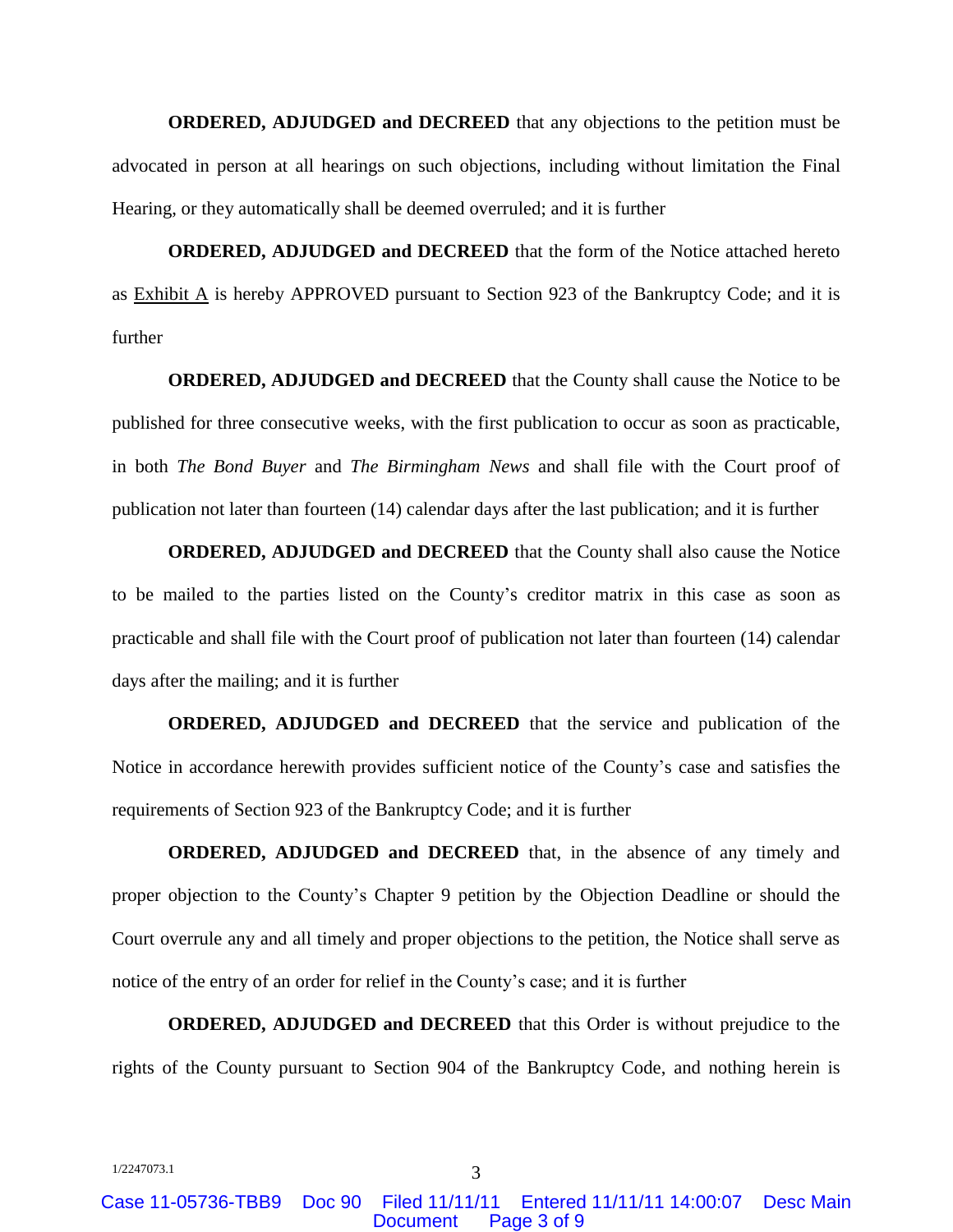**ORDERED, ADJUDGED and DECREED** that any objections to the petition must be advocated in person at all hearings on such objections, including without limitation the Final Hearing, or they automatically shall be deemed overruled; and it is further

**ORDERED, ADJUDGED and DECREED** that the form of the Notice attached hereto as Exhibit A is hereby APPROVED pursuant to Section 923 of the Bankruptcy Code; and it is further

**ORDERED, ADJUDGED and DECREED** that the County shall cause the Notice to be published for three consecutive weeks, with the first publication to occur as soon as practicable, in both *The Bond Buyer* and *The Birmingham News* and shall file with the Court proof of publication not later than fourteen (14) calendar days after the last publication; and it is further

**ORDERED, ADJUDGED and DECREED** that the County shall also cause the Notice to be mailed to the parties listed on the County's creditor matrix in this case as soon as practicable and shall file with the Court proof of publication not later than fourteen (14) calendar days after the mailing; and it is further

**ORDERED, ADJUDGED and DECREED** that the service and publication of the Notice in accordance herewith provides sufficient notice of the County's case and satisfies the requirements of Section 923 of the Bankruptcy Code; and it is further

**ORDERED, ADJUDGED and DECREED** that, in the absence of any timely and proper objection to the County's Chapter 9 petition by the Objection Deadline or should the Court overrule any and all timely and proper objections to the petition, the Notice shall serve as notice of the entry of an order for relief in the County's case; and it is further

**ORDERED, ADJUDGED and DECREED** that this Order is without prejudice to the rights of the County pursuant to Section 904 of the Bankruptcy Code, and nothing herein is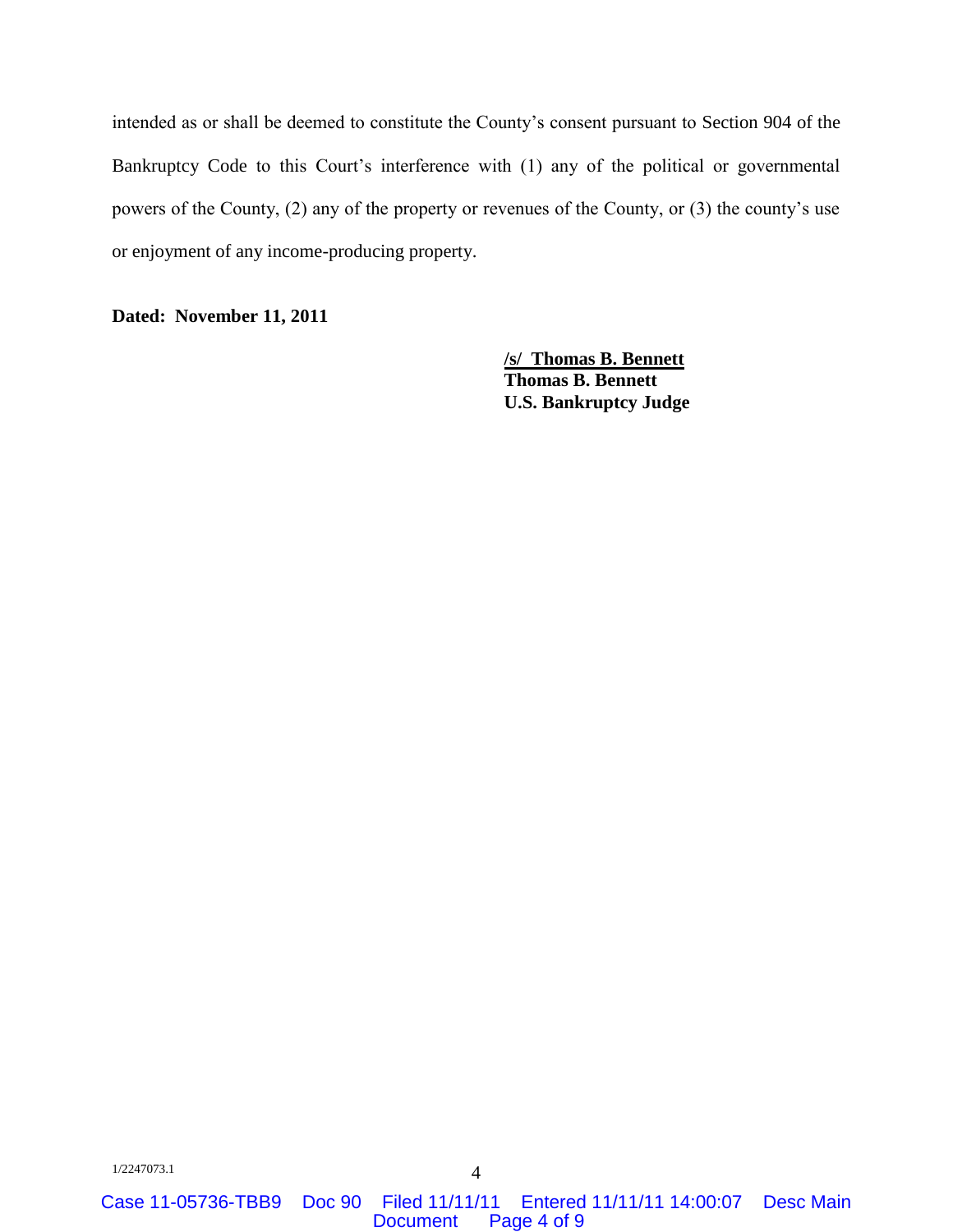intended as or shall be deemed to constitute the County's consent pursuant to Section 904 of the Bankruptcy Code to this Court's interference with (1) any of the political or governmental powers of the County, (2) any of the property or revenues of the County, or (3) the county's use or enjoyment of any income-producing property.

**Dated: November 11, 2011**

**/s/ Thomas B. Bennett**
**Thomas B. Bennett**
**U.S. Bankruptcy Judge**

1/2247073.1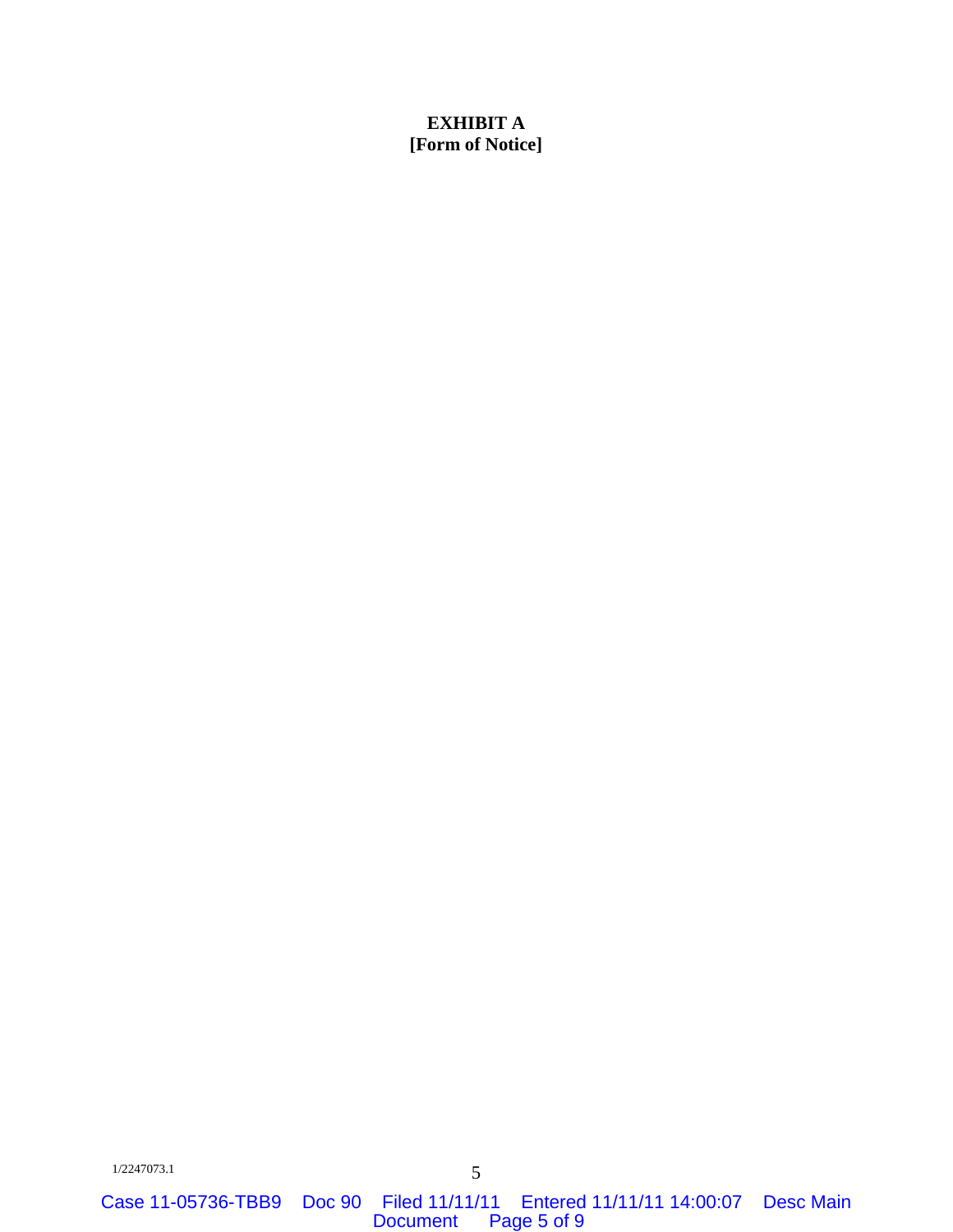**EXHIBIT A**
**[Form of Notice]**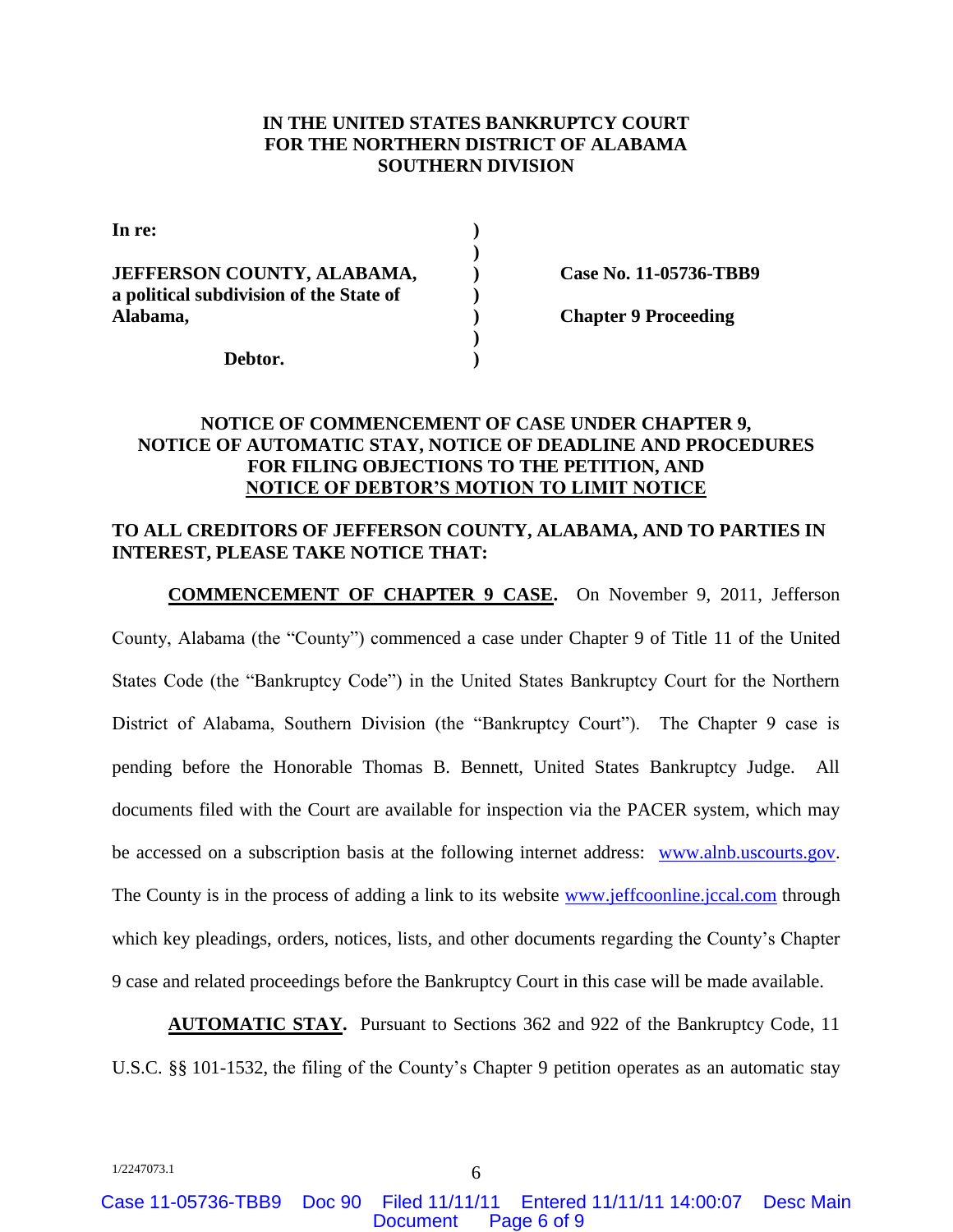**IN THE UNITED STATES BANKRUPTCY COURT**
**FOR THE NORTHERN DISTRICT OF ALABAMA**
**SOUTHERN DIVISION**

| | | |
|---|---|---|
| **In re:** | **)** | |
| | **)** | |
| **JEFFERSON COUNTY, ALABAMA,** | **)** | **Case No. 11-05736-TBB9** |
| **a political subdivision of the State of** | **)** | |
| **Alabama,** | **)** | **Chapter 9 Proceeding** |
| | **)** | |
| **Debtor.** | **)** | |

**NOTICE OF COMMENCEMENT OF CASE UNDER CHAPTER 9, NOTICE OF AUTOMATIC STAY, NOTICE OF DEADLINE AND PROCEDURES FOR FILING OBJECTIONS TO THE PETITION, AND NOTICE OF DEBTOR'S MOTION TO LIMIT NOTICE**

**TO ALL CREDITORS OF JEFFERSON COUNTY, ALABAMA, AND TO PARTIES IN INTEREST, PLEASE TAKE NOTICE THAT:**

**COMMENCEMENT OF CHAPTER 9 CASE.** On November 9, 2011, Jefferson County, Alabama (the "County") commenced a case under Chapter 9 of Title 11 of the United States Code (the "Bankruptcy Code") in the United States Bankruptcy Court for the Northern District of Alabama, Southern Division (the "Bankruptcy Court"). The Chapter 9 case is pending before the Honorable Thomas B. Bennett, United States Bankruptcy Judge. All documents filed with the Court are available for inspection via the PACER system, which may be accessed on a subscription basis at the following internet address: www.alnb.uscourts.gov. The County is in the process of adding a link to its website www.jeffcoonline.jccal.com through which key pleadings, orders, notices, lists, and other documents regarding the County's Chapter 9 case and related proceedings before the Bankruptcy Court in this case will be made available.

**AUTOMATIC STAY.** Pursuant to Sections 362 and 922 of the Bankruptcy Code, 11 U.S.C. §§ 101-1532, the filing of the County's Chapter 9 petition operates as an automatic stay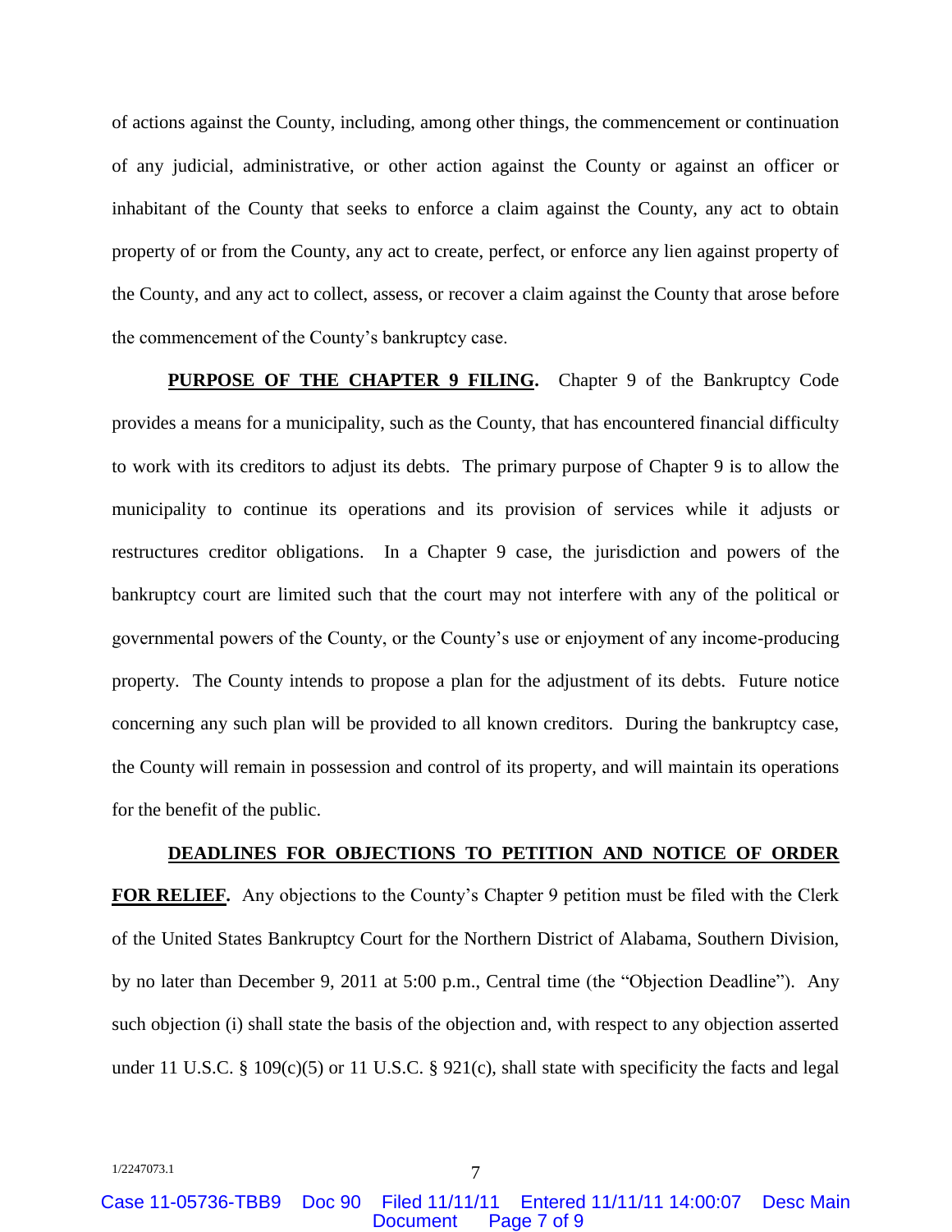of actions against the County, including, among other things, the commencement or continuation of any judicial, administrative, or other action against the County or against an officer or inhabitant of the County that seeks to enforce a claim against the County, any act to obtain property of or from the County, any act to create, perfect, or enforce any lien against property of the County, and any act to collect, assess, or recover a claim against the County that arose before the commencement of the County's bankruptcy case.

**PURPOSE OF THE CHAPTER 9 FILING.** Chapter 9 of the Bankruptcy Code provides a means for a municipality, such as the County, that has encountered financial difficulty to work with its creditors to adjust its debts. The primary purpose of Chapter 9 is to allow the municipality to continue its operations and its provision of services while it adjusts or restructures creditor obligations. In a Chapter 9 case, the jurisdiction and powers of the bankruptcy court are limited such that the court may not interfere with any of the political or governmental powers of the County, or the County's use or enjoyment of any income-producing property. The County intends to propose a plan for the adjustment of its debts. Future notice concerning any such plan will be provided to all known creditors. During the bankruptcy case, the County will remain in possession and control of its property, and will maintain its operations for the benefit of the public.

**DEADLINES FOR OBJECTIONS TO PETITION AND NOTICE OF ORDER FOR RELIEF.** Any objections to the County's Chapter 9 petition must be filed with the Clerk of the United States Bankruptcy Court for the Northern District of Alabama, Southern Division, by no later than December 9, 2011 at 5:00 p.m., Central time (the "Objection Deadline"). Any such objection (i) shall state the basis of the objection and, with respect to any objection asserted under 11 U.S.C. § 109(c)(5) or 11 U.S.C. § 921(c), shall state with specificity the facts and legal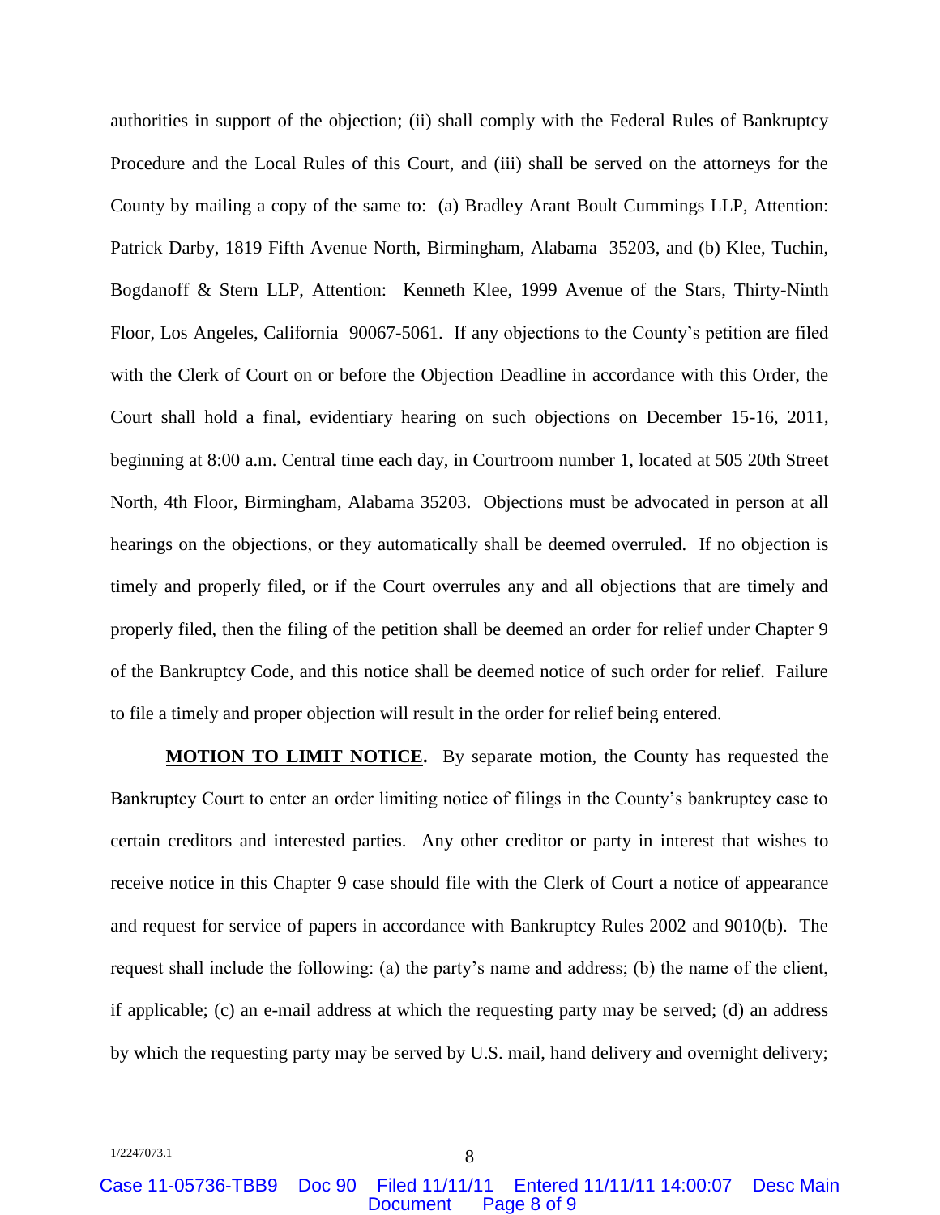authorities in support of the objection; (ii) shall comply with the Federal Rules of Bankruptcy Procedure and the Local Rules of this Court, and (iii) shall be served on the attorneys for the County by mailing a copy of the same to: (a) Bradley Arant Boult Cummings LLP, Attention: Patrick Darby, 1819 Fifth Avenue North, Birmingham, Alabama 35203, and (b) Klee, Tuchin, Bogdanoff & Stern LLP, Attention: Kenneth Klee, 1999 Avenue of the Stars, Thirty-Ninth Floor, Los Angeles, California 90067-5061. If any objections to the County's petition are filed with the Clerk of Court on or before the Objection Deadline in accordance with this Order, the Court shall hold a final, evidentiary hearing on such objections on December 15-16, 2011, beginning at 8:00 a.m. Central time each day, in Courtroom number 1, located at 505 20th Street North, 4th Floor, Birmingham, Alabama 35203. Objections must be advocated in person at all hearings on the objections, or they automatically shall be deemed overruled. If no objection is timely and properly filed, or if the Court overrules any and all objections that are timely and properly filed, then the filing of the petition shall be deemed an order for relief under Chapter 9 of the Bankruptcy Code, and this notice shall be deemed notice of such order for relief. Failure to file a timely and proper objection will result in the order for relief being entered.

**MOTION TO LIMIT NOTICE.** By separate motion, the County has requested the Bankruptcy Court to enter an order limiting notice of filings in the County's bankruptcy case to certain creditors and interested parties. Any other creditor or party in interest that wishes to receive notice in this Chapter 9 case should file with the Clerk of Court a notice of appearance and request for service of papers in accordance with Bankruptcy Rules 2002 and 9010(b). The request shall include the following: (a) the party's name and address; (b) the name of the client, if applicable; (c) an e-mail address at which the requesting party may be served; (d) an address by which the requesting party may be served by U.S. mail, hand delivery and overnight delivery;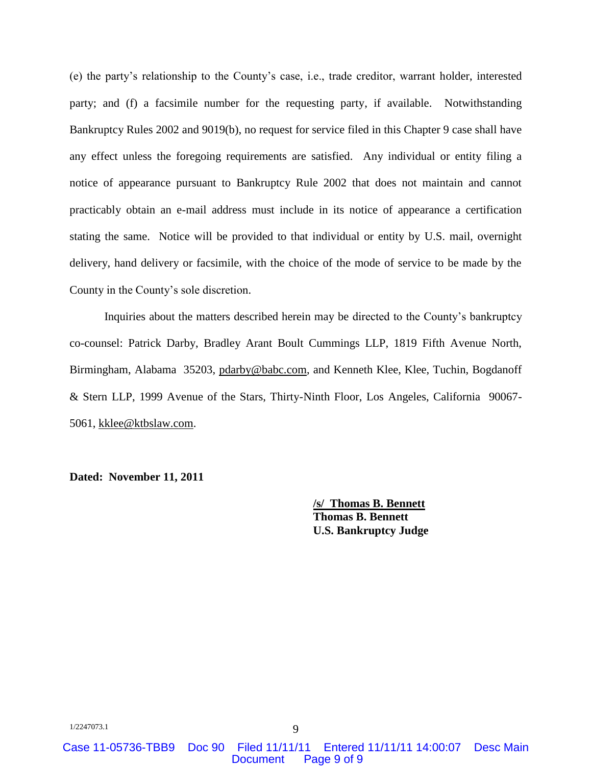(e) the party's relationship to the County's case, i.e., trade creditor, warrant holder, interested party; and (f) a facsimile number for the requesting party, if available. Notwithstanding Bankruptcy Rules 2002 and 9019(b), no request for service filed in this Chapter 9 case shall have any effect unless the foregoing requirements are satisfied. Any individual or entity filing a notice of appearance pursuant to Bankruptcy Rule 2002 that does not maintain and cannot practicably obtain an e-mail address must include in its notice of appearance a certification stating the same. Notice will be provided to that individual or entity by U.S. mail, overnight delivery, hand delivery or facsimile, with the choice of the mode of service to be made by the County in the County's sole discretion.

Inquiries about the matters described herein may be directed to the County's bankruptcy co-counsel: Patrick Darby, Bradley Arant Boult Cummings LLP, 1819 Fifth Avenue North, Birmingham, Alabama 35203, pdarby@babc.com, and Kenneth Klee, Klee, Tuchin, Bogdanoff & Stern LLP, 1999 Avenue of the Stars, Thirty-Ninth Floor, Los Angeles, California 90067-5061, kklee@ktbslaw.com.

**Dated: November 11, 2011**

**/s/ Thomas B. Bennett**
**Thomas B. Bennett**
**U.S. Bankruptcy Judge**

1/2247073.1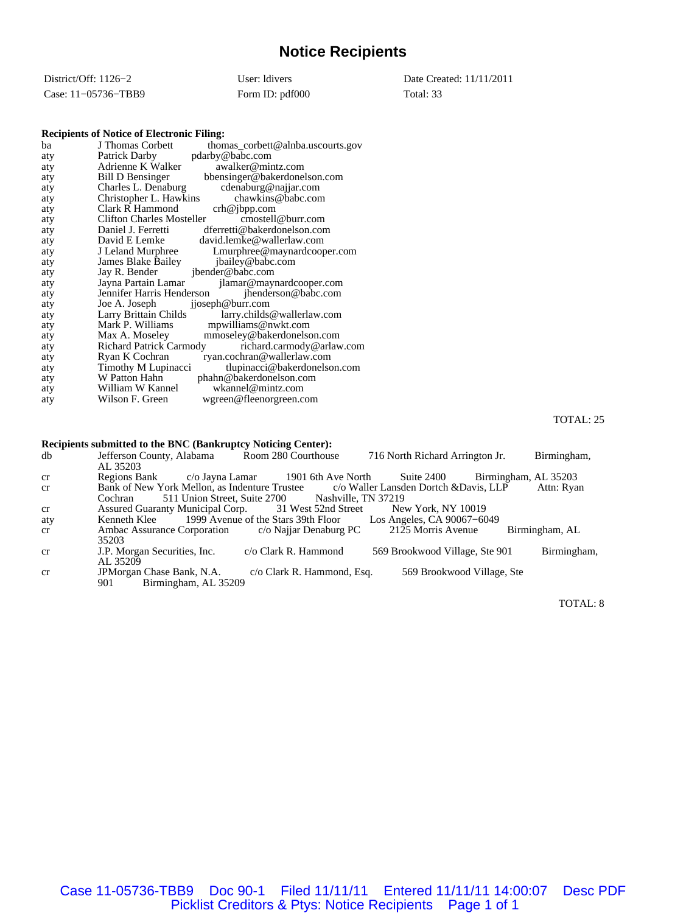# Notice Recipients

| | | |
|---|---|---|
| District/Off: 1126−2 | User: ldivers | Date Created: 11/11/2011 |
| Case: 11−05736−TBB9 | Form ID: pdf000 | Total: 33 |

**Recipients of Notice of Electronic Filing:**

| | | |
|---|---|---|
| ba | J Thomas Corbett | thomas_corbett@alnba.uscourts.gov |
| aty | Patrick Darby | pdarby@babc.com |
| aty | Adrienne K Walker | awalker@mintz.com |
| aty | Bill D Bensinger | bbensinger@bakerdonelson.com |
| aty | Charles L. Denaburg | cdenaburg@najjar.com |
| aty | Christopher L. Hawkins | chawkins@babc.com |
| aty | Clark R Hammond | crh@jbpp.com |
| aty | Clifton Charles Mosteller | cmostell@burr.com |
| aty | Daniel J. Ferretti | dferretti@bakerdonelson.com |
| aty | David E Lemke | david.lemke@wallerlaw.com |
| aty | J Leland Murphree | Lmurphree@maynardcooper.com |
| aty | James Blake Bailey | jbailey@babc.com |
| aty | Jay R. Bender | jbender@babc.com |
| aty | Jayna Partain Lamar | jlamar@maynardcooper.com |
| aty | Jennifer Harris Henderson | jhenderson@babc.com |
| aty | Joe A. Joseph | jjoseph@burr.com |
| aty | Larry Brittain Childs | larry.childs@wallerlaw.com |
| aty | Mark P. Williams | mpwilliams@nwkt.com |
| aty | Max A. Moseley | mmoseley@bakerdonelson.com |
| aty | Richard Patrick Carmody | richard.carmody@arlaw.com |
| aty | Ryan K Cochran | ryan.cochran@wallerlaw.com |
| aty | Timothy M Lupinacci | tlupinacci@bakerdonelson.com |
| aty | W Patton Hahn | phahn@bakerdonelson.com |
| aty | William W Kannel | wkannel@mintz.com |
| aty | Wilson F. Green | wgreen@fleenorgreen.com |

TOTAL: 25

**Recipients submitted to the BNC (Bankruptcy Noticing Center):**

| | |
|---|---|
| db | Jefferson County, Alabama Room 280 Courthouse 716 North Richard Arrington Jr. Birmingham, AL 35203 |
| cr | Regions Bank c/o Jayna Lamar 1901 6th Ave North Suite 2400 Birmingham, AL 35203 |
| cr | Bank of New York Mellon, as Indenture Trustee c/o Waller Lansden Dortch &Davis, LLP Attn: Ryan Cochran 511 Union Street, Suite 2700 Nashville, TN 37219 |
| cr | Assured Guaranty Municipal Corp. 31 West 52nd Street New York, NY 10019 |
| aty | Kenneth Klee 1999 Avenue of the Stars 39th Floor Los Angeles, CA 90067−6049 |
| cr | Ambac Assurance Corporation c/o Najjar Denaburg PC 2125 Morris Avenue Birmingham, AL 35203 |
| cr | J.P. Morgan Securities, Inc. c/o Clark R. Hammond 569 Brookwood Village, Ste 901 Birmingham, AL 35209 |
| cr | JPMorgan Chase Bank, N.A. c/o Clark R. Hammond, Esq. 569 Brookwood Village, Ste 901 Birmingham, AL 35209 |

TOTAL: 8